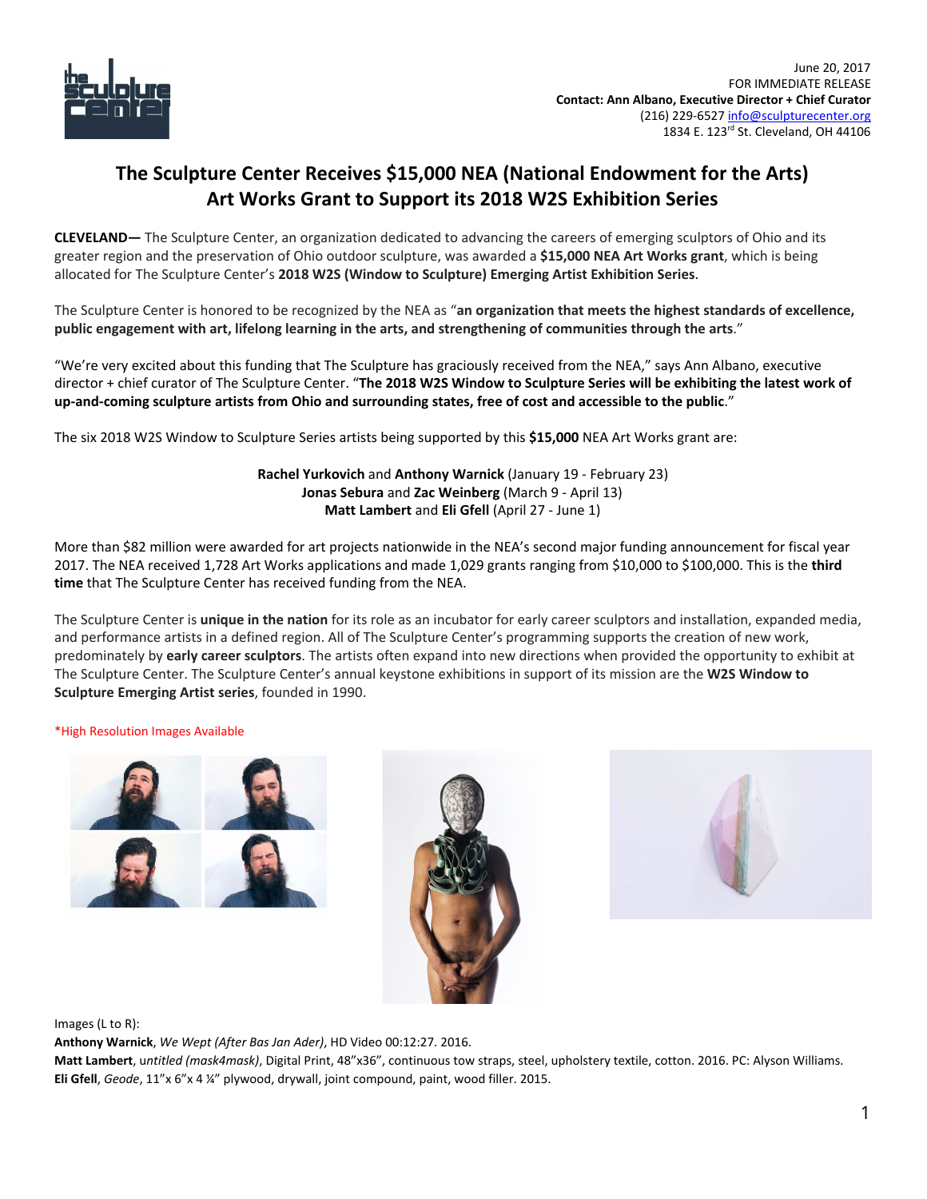June 20, 2017
FOR IMMEDIATE RELEASE
**Contact: Ann Albano, Executive Director + Chief Curator**
(216) 229-6527 info@sculpturecenter.org
1834 E. 123rd St. Cleveland, OH 44106

# The Sculpture Center Receives $15,000 NEA (National Endowment for the Arts) Art Works Grant to Support its 2018 W2S Exhibition Series

**CLEVELAND—** The Sculpture Center, an organization dedicated to advancing the careers of emerging sculptors of Ohio and its greater region and the preservation of Ohio outdoor sculpture, was awarded a **$15,000 NEA Art Works grant**, which is being allocated for The Sculpture Center's **2018 W2S (Window to Sculpture) Emerging Artist Exhibition Series**.

The Sculpture Center is honored to be recognized by the NEA as "**an organization that meets the highest standards of excellence, public engagement with art, lifelong learning in the arts, and strengthening of communities through the arts**."

"We're very excited about this funding that The Sculpture has graciously received from the NEA," says Ann Albano, executive director + chief curator of The Sculpture Center. "**The 2018 W2S Window to Sculpture Series will be exhibiting the latest work of up-and-coming sculpture artists from Ohio and surrounding states, free of cost and accessible to the public**."

The six 2018 W2S Window to Sculpture Series artists being supported by this **$15,000** NEA Art Works grant are:

**Rachel Yurkovich** and **Anthony Warnick** (January 19 - February 23)
**Jonas Sebura** and **Zac Weinberg** (March 9 - April 13)
**Matt Lambert** and **Eli Gfell** (April 27 - June 1)

More than $82 million were awarded for art projects nationwide in the NEA's second major funding announcement for fiscal year 2017. The NEA received 1,728 Art Works applications and made 1,029 grants ranging from $10,000 to $100,000. This is the **third time** that The Sculpture Center has received funding from the NEA.

The Sculpture Center is **unique in the nation** for its role as an incubator for early career sculptors and installation, expanded media, and performance artists in a defined region. All of The Sculpture Center's programming supports the creation of new work, predominately by **early career sculptors**. The artists often expand into new directions when provided the opportunity to exhibit at The Sculpture Center. The Sculpture Center's annual keystone exhibitions in support of its mission are the **W2S Window to Sculpture Emerging Artist series**, founded in 1990.

*High Resolution Images Available

Images (L to R):
**Anthony Warnick**, *We Wept (After Bas Jan Ader)*, HD Video 00:12:27. 2016.
**Matt Lambert**, u*ntitled (mask4mask)*, Digital Print, 48"x36", continuous tow straps, steel, upholstery textile, cotton. 2016. PC: Alyson Williams.
**Eli Gfell**, *Geode*, 11"x 6"x 4 ¼" plywood, drywall, joint compound, paint, wood filler. 2015.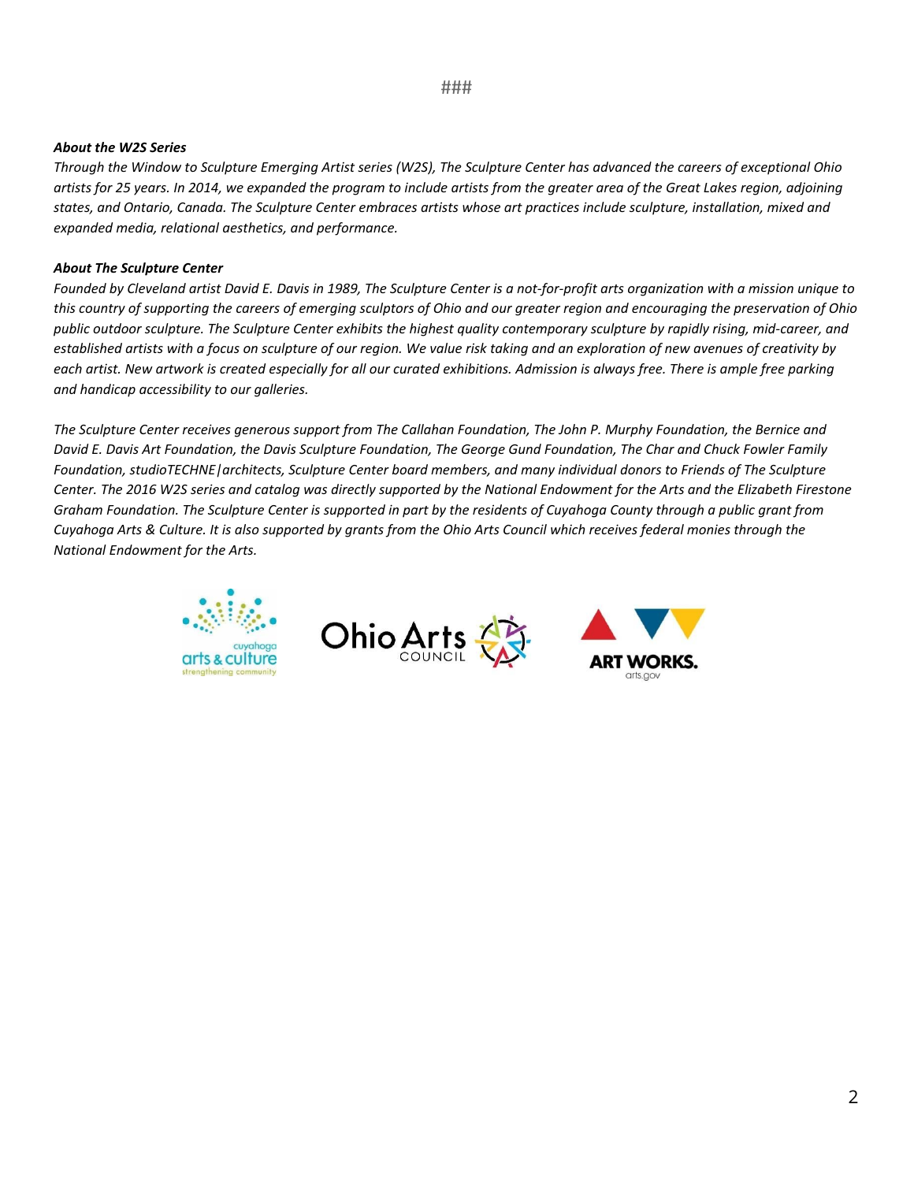###

***About the W2S Series***

*Through the Window to Sculpture Emerging Artist series (W2S), The Sculpture Center has advanced the careers of exceptional Ohio artists for 25 years. In 2014, we expanded the program to include artists from the greater area of the Great Lakes region, adjoining states, and Ontario, Canada. The Sculpture Center embraces artists whose art practices include sculpture, installation, mixed and expanded media, relational aesthetics, and performance.*

***About The Sculpture Center***

*Founded by Cleveland artist David E. Davis in 1989, The Sculpture Center is a not-for-profit arts organization with a mission unique to this country of supporting the careers of emerging sculptors of Ohio and our greater region and encouraging the preservation of Ohio public outdoor sculpture. The Sculpture Center exhibits the highest quality contemporary sculpture by rapidly rising, mid-career, and established artists with a focus on sculpture of our region. We value risk taking and an exploration of new avenues of creativity by each artist. New artwork is created especially for all our curated exhibitions. Admission is always free. There is ample free parking and handicap accessibility to our galleries.*

*The Sculpture Center receives generous support from The Callahan Foundation, The John P. Murphy Foundation, the Bernice and David E. Davis Art Foundation, the Davis Sculpture Foundation, The George Gund Foundation, The Char and Chuck Fowler Family Foundation, studioTECHNE|architects, Sculpture Center board members, and many individual donors to Friends of The Sculpture Center. The 2016 W2S series and catalog was directly supported by the National Endowment for the Arts and the Elizabeth Firestone Graham Foundation. The Sculpture Center is supported in part by the residents of Cuyahoga County through a public grant from Cuyahoga Arts & Culture. It is also supported by grants from the Ohio Arts Council which receives federal monies through the National Endowment for the Arts.*

cuyahoga arts & culture strengthening community

Ohio Arts COUNCIL

ART WORKS. arts.gov